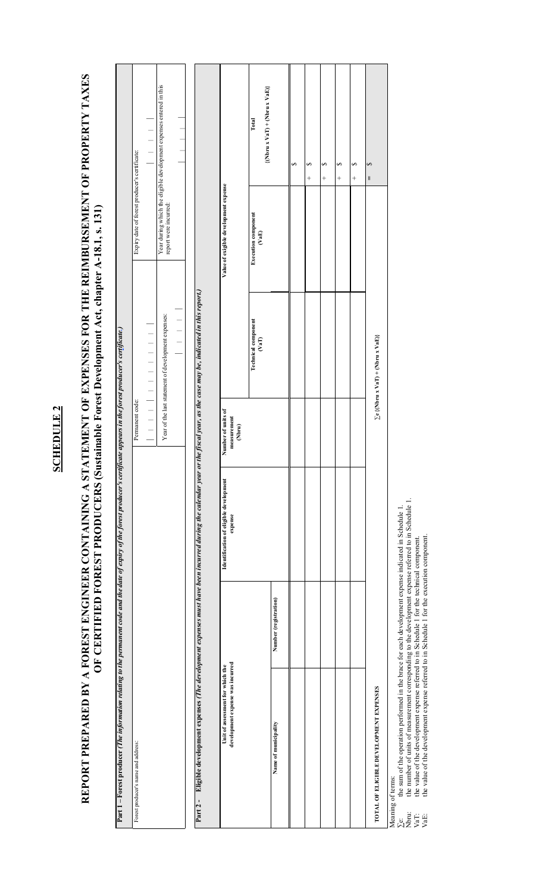# SCHEDULE 2

## REPORT PREPARED BY A FOREST ENGINEER CONTAINING A STATEMENT OF EXPENSES FOR THE REIMBURSEMENT OF PROPERTY TAXES OF CERTIFIED FOREST PRODUCERS (Sustainable Forest Development Act, chapter A-18.1, s. 131)

| **Part 1 – Forest producer** *(The information relating to the permanent code and the date of expiry of the forest producer's certificate appears in the forest producer's certificate.)* | | |
|---|---|---|
| Forest producer's name and address: | Permanent code: | Expiry date of forest producer's certificate: |
| | Year of the last statement of development expenses: | Year during which the eligible development expenses entered in this report were incurred: |

| **Part 2 – Eligible development expenses** *(The development expenses must have been incurred during the calendar year or the fiscal year, as the case may be, indicated in this report.)* | | | | | | |
|---|---|---|---|---|---|---|
| Unit of assessment for which the development expense was incurred | | Identification of eligible development expense | Number of units of measurement (Nbru) | Value of eligible development expense | | |
| Name of municipality | Number (registration) | | | Technical component (VaT) | Execution component (VaE) | Total {(Nbru x VaT) + (Nbru x VaE)} |
| | | | | | | $ |
| | | | | | | + $ |
| | | | | | | + $ |
| | | | | | | + $ |
| | | | | | | + $ |
| **TOTAL OF ELIGIBLE DEVELOPMENT EXPENSES** | | | | ∑e {(Nbru x VaT) + (Nbru x VaE)} | | = $ |

Meaning of terms:

∑e: the sum of the operation performed in the brace for each development expense indicated in Schedule 1.

Nbru: the number of units of measurement corresponding to the development expense referred to in Schedule 1.

VaT: the value of the development expense referred to in Schedule 1 for the technical component.

VaE: the value of the development expense referred to in Schedule 1 for the execution component.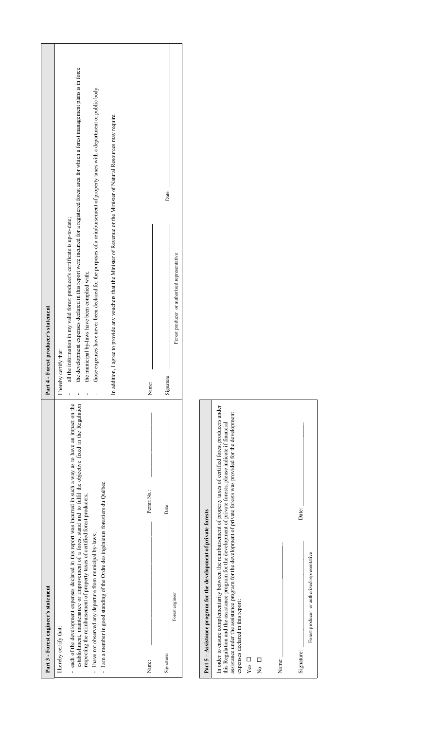## Part 3 - Forest engineer's statement

I hereby certify that:

- each of the development expenses declared in this report was incurred in such a way as to have an impact on the establishment, maintenance or improvement of a forest stand and to fulfil the objective fixed in the Regulation respecting the reimbursement of property taxes of certified forest producers;
- I have not observed any departure from municipal by-laws;
- I am a member in good standing of the Ordre des ingénieurs forestiers du Québec.

Name: ______________________ Permit No.: ______________

Signature: ______________________ Date: ______________

Forest engineer

## Part 4 - Forest producer's statement

I hereby certify that:

- all the information in my valid forest producer's certificate is up-to-date;
- the development expenses declared in this report were incurred for a registered forest area for which a forest management plans is in force
- the municipal by-laws have been complied with;
- those expenses have never been declared for the purposes of a reimbursement of property taxes with a department or public body.

In addition, I agree to provide any vouchers that the Minister of Revenue or the Minister of Natural Resources may require.

Name: ______________________

Signature: ______________________ Date: ______________

Forest producer or authorized representative

## Part 5 – Assistance program for the development of private forests

In order to ensure complementarity between the reimbursement of property taxes of certified forest producers under this Regulation and the assistance program for the development of private forests, please indicate if financial assistance under the assistance program for the development of private forests was provided for the development expenses declared in this report:

Yes ☐

No ☐

Name: ______________________

Signature: ______________________ Date: ______________

Forest producer or authorized representative